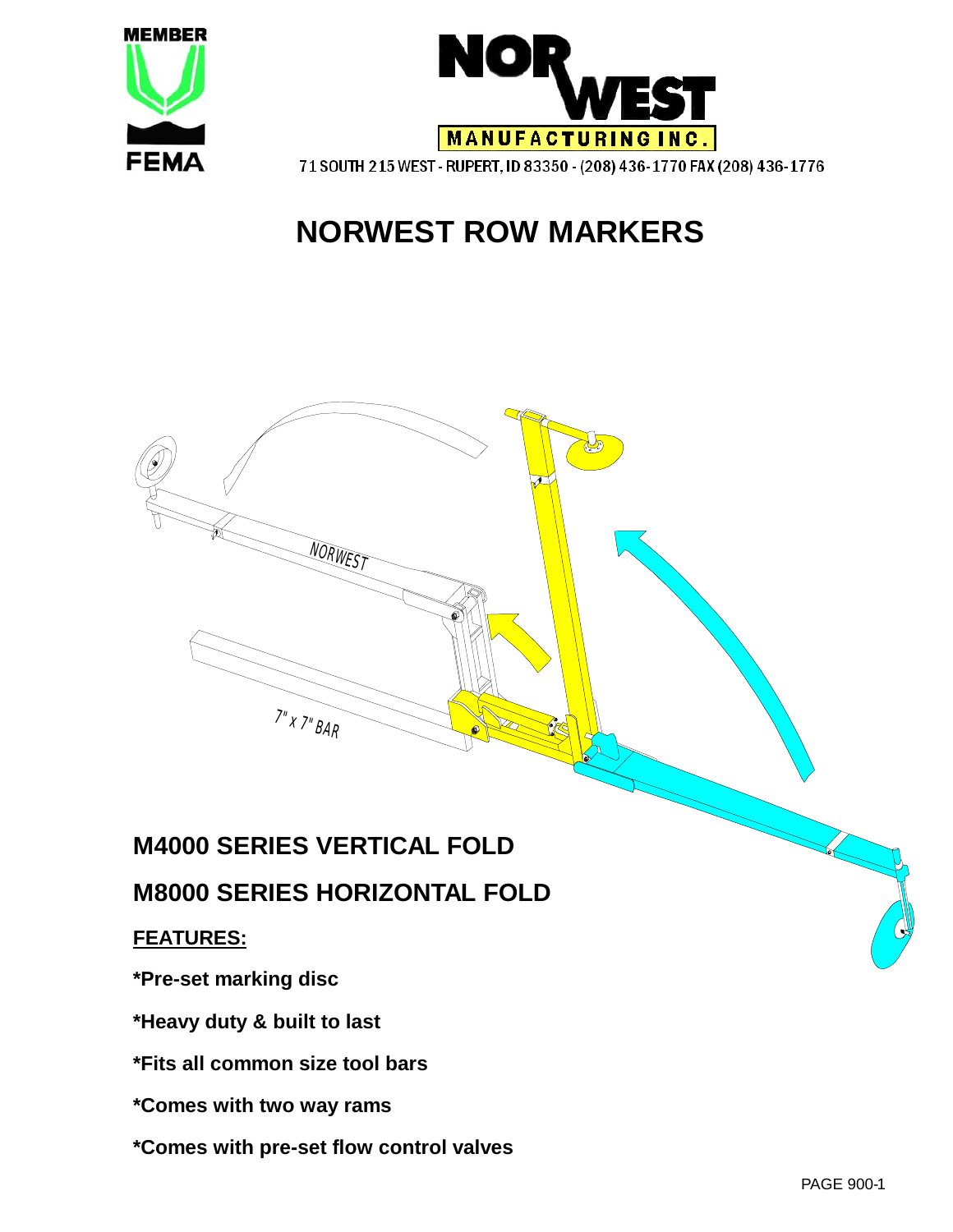MEMBER FEMA

NORWEST MANUFACTURING INC.

71 SOUTH 215 WEST - RUPERT, ID 83350 - (208) 436-1770 FAX (208) 436-1776

# NORWEST ROW MARKERS

NORWEST

7" x 7" BAR

## M4000 SERIES VERTICAL FOLD

## M8000 SERIES HORIZONTAL FOLD

**FEATURES:**

**\*Pre-set marking disc**

**\*Heavy duty & built to last**

**\*Fits all common size tool bars**

**\*Comes with two way rams**

**\*Comes with pre-set flow control valves**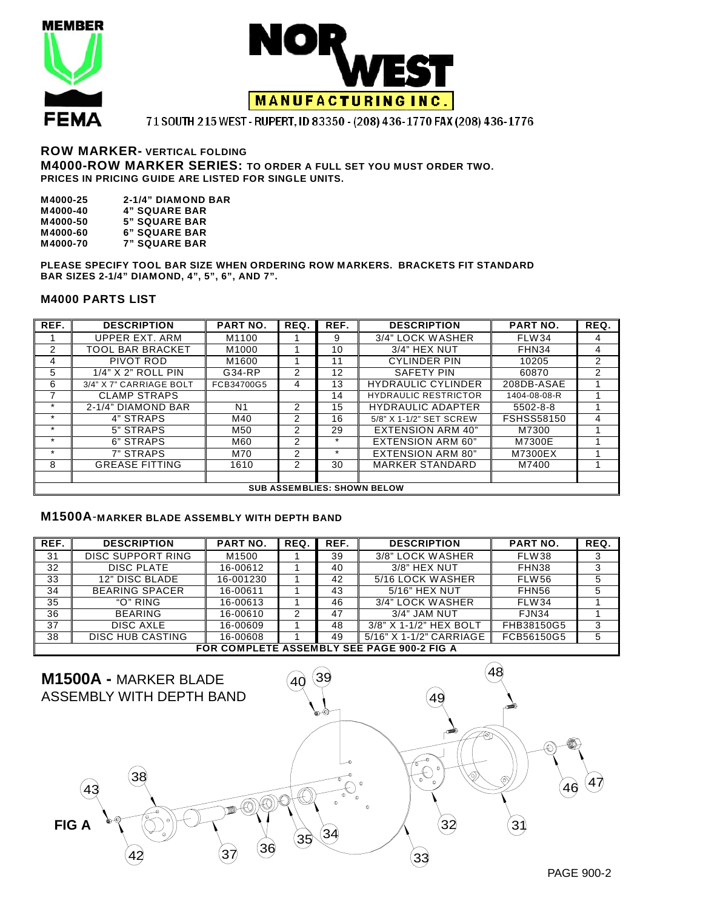MEMBER

FEMA

# NOR WEST MANUFACTURING INC.

71 SOUTH 215 WEST - RUPERT, ID 83350 - (208) 436-1770 FAX (208) 436-1776

## ROW MARKER- VERTICAL FOLDING

**M4000-ROW MARKER SERIES: TO ORDER A FULL SET YOU MUST ORDER TWO.**
**PRICES IN PRICING GUIDE ARE LISTED FOR SINGLE UNITS.**

**M4000-25** 2-1/4" DIAMOND BAR
**M4000-40** 4" SQUARE BAR
**M4000-50** 5" SQUARE BAR
**M4000-60** 6" SQUARE BAR
**M4000-70** 7" SQUARE BAR

**PLEASE SPECIFY TOOL BAR SIZE WHEN ORDERING ROW MARKERS. BRACKETS FIT STANDARD BAR SIZES 2-1/4" DIAMOND, 4", 5", 6", AND 7".**

### M4000 PARTS LIST

| REF. | DESCRIPTION | PART NO. | REQ. | REF. | DESCRIPTION | PART NO. | REQ. |
|---|---|---|---|---|---|---|---|
| 1 | UPPER EXT. ARM | M1100 | 1 | 9 | 3/4" LOCK WASHER | FLW34 | 4 |
| 2 | TOOL BAR BRACKET | M1000 | 1 | 10 | 3/4" HEX NUT | FHN34 | 4 |
| 4 | PIVOT ROD | M1600 | 1 | 11 | CYLINDER PIN | 10205 | 2 |
| 5 | 1/4" X 2" ROLL PIN | G34-RP | 2 | 12 | SAFETY PIN | 60870 | 2 |
| 6 | 3/4" X 7" CARRIAGE BOLT | FCB34700G5 | 4 | 13 | HYDRAULIC CYLINDER | 208DB-ASAE | 1 |
| 7 | CLAMP STRAPS | | | 14 | HYDRAULIC RESTRICTOR | 1404-08-08-R | 1 |
| * | 2-1/4" DIAMOND BAR | N1 | 2 | 15 | HYDRAULIC ADAPTER | 5502-8-8 | 1 |
| * | 4" STRAPS | M40 | 2 | 16 | 5/8" X 1-1/2" SET SCREW | FSHSS58150 | 4 |
| * | 5" STRAPS | M50 | 2 | 29 | EXTENSION ARM 40" | M7300 | 1 |
| * | 6" STRAPS | M60 | 2 | * | EXTENSION ARM 60" | M7300E | 1 |
| * | 7" STRAPS | M70 | 2 | * | EXTENSION ARM 80" | M7300EX | 1 |
| 8 | GREASE FITTING | 1610 | 2 | 30 | MARKER STANDARD | M7400 | 1 |
| | | | | | | | |
| **SUB ASSEMBLIES: SHOWN BELOW** | | | | | | | |

### M1500A-MARKER BLADE ASSEMBLY WITH DEPTH BAND

| REF. | DESCRIPTION | PART NO. | REQ. | REF. | DESCRIPTION | PART NO. | REQ. |
|---|---|---|---|---|---|---|---|
| 31 | DISC SUPPORT RING | M1500 | 1 | 39 | 3/8" LOCK WASHER | FLW38 | 3 |
| 32 | DISC PLATE | 16-00612 | 1 | 40 | 3/8" HEX NUT | FHN38 | 3 |
| 33 | 12" DISC BLADE | 16-001230 | 1 | 42 | 5/16 LOCK WASHER | FLW56 | 5 |
| 34 | BEARING SPACER | 16-00611 | 1 | 43 | 5/16" HEX NUT | FHN56 | 5 |
| 35 | "O" RING | 16-00613 | 1 | 46 | 3/4" LOCK WASHER | FLW34 | 1 |
| 36 | BEARING | 16-00610 | 2 | 47 | 3/4" JAM NUT | FJN34 | 1 |
| 37 | DISC AXLE | 16-00609 | 1 | 48 | 3/8" X 1-1/2" HEX BOLT | FHB38150G5 | 3 |
| 38 | DISC HUB CASTING | 16-00608 | 1 | 49 | 5/16" X 1-1/2" CARRIAGE | FCB56150G5 | 5 |
| **FOR COMPLETE ASSEMBLY SEE PAGE 900-2 FIG A** | | | | | | | |

**M1500A -** MARKER BLADE ASSEMBLY WITH DEPTH BAND

**FIG A**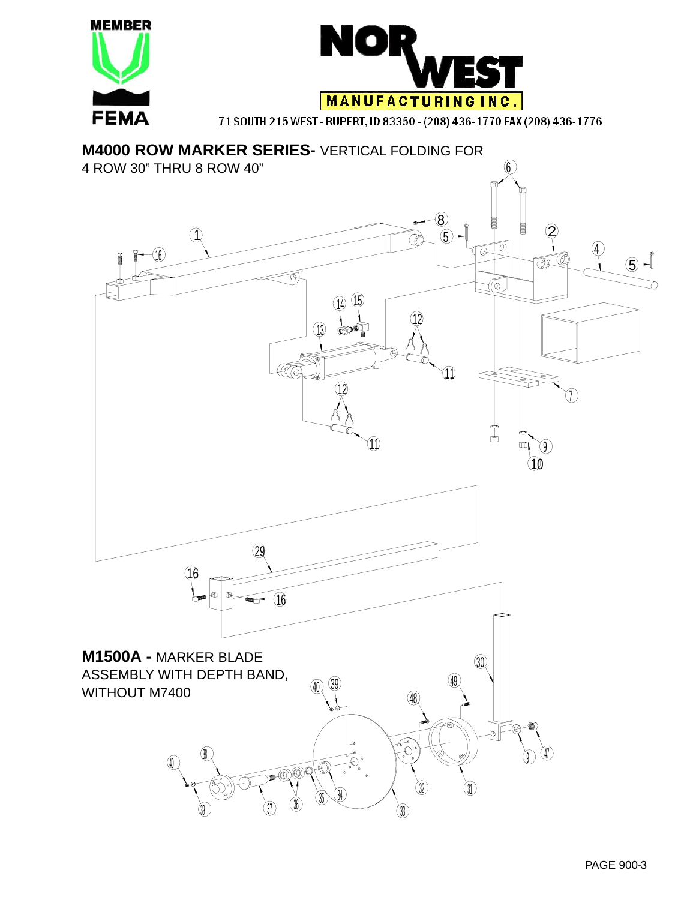MEMBER

FEMA

NOR WEST MANUFACTURING INC.

71 SOUTH 215 WEST - RUPERT, ID 83350 - (208) 436-1770 FAX (208) 436-1776

## M4000 ROW MARKER SERIES- VERTICAL FOLDING FOR 4 ROW 30" THRU 8 ROW 40"

## M1500A - MARKER BLADE ASSEMBLY WITH DEPTH BAND, WITHOUT M7400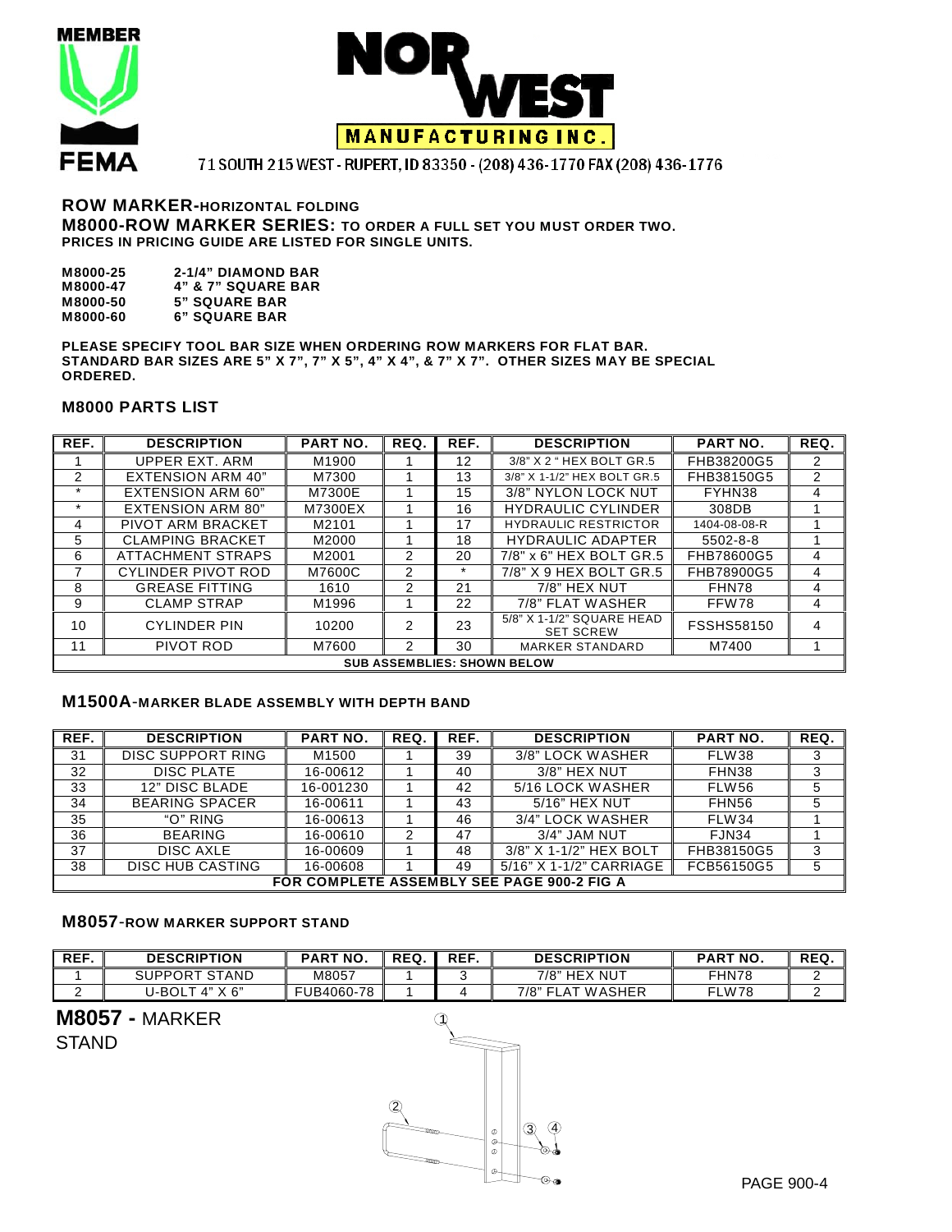**MEMBER**

**FEMA**

# NORWEST MANUFACTURING INC.

71 SOUTH 215 WEST - RUPERT, ID 83350 - (208) 436-1770 FAX (208) 436-1776

## ROW MARKER-HORIZONTAL FOLDING

## M8000-ROW MARKER SERIES: TO ORDER A FULL SET YOU MUST ORDER TWO.

**PRICES IN PRICING GUIDE ARE LISTED FOR SINGLE UNITS.**

| | |
|---|---|
| **M8000-25** | **2-1/4" DIAMOND BAR** |
| **M8000-47** | **4" & 7" SQUARE BAR** |
| **M8000-50** | **5" SQUARE BAR** |
| **M8000-60** | **6" SQUARE BAR** |

**PLEASE SPECIFY TOOL BAR SIZE WHEN ORDERING ROW MARKERS FOR FLAT BAR. STANDARD BAR SIZES ARE 5" X 7", 7" X 5", 4" X 4", & 7" X 7". OTHER SIZES MAY BE SPECIAL ORDERED.**

### M8000 PARTS LIST

| REF. | DESCRIPTION | PART NO. | REQ. | REF. | DESCRIPTION | PART NO. | REQ. |
|---|---|---|---|---|---|---|---|
| 1 | UPPER EXT. ARM | M1900 | 1 | 12 | 3/8" X 2 " HEX BOLT GR.5 | FHB38200G5 | 2 |
| 2 | EXTENSION ARM 40" | M7300 | 1 | 13 | 3/8" X 1-1/2" HEX BOLT GR.5 | FHB38150G5 | 2 |
| * | EXTENSION ARM 60" | M7300E | 1 | 15 | 3/8" NYLON LOCK NUT | FYHN38 | 4 |
| * | EXTENSION ARM 80" | M7300EX | 1 | 16 | HYDRAULIC CYLINDER | 308DB | 1 |
| 4 | PIVOT ARM BRACKET | M2101 | 1 | 17 | HYDRAULIC RESTRICTOR | 1404-08-08-R | 1 |
| 5 | CLAMPING BRACKET | M2000 | 1 | 18 | HYDRAULIC ADAPTER | 5502-8-8 | 1 |
| 6 | ATTACHMENT STRAPS | M2001 | 2 | 20 | 7/8" x 6" HEX BOLT GR.5 | FHB78600G5 | 4 |
| 7 | CYLINDER PIVOT ROD | M7600C | 2 | * | 7/8" X 9 HEX BOLT GR.5 | FHB78900G5 | 4 |
| 8 | GREASE FITTING | 1610 | 2 | 21 | 7/8" HEX NUT | FHN78 | 4 |
| 9 | CLAMP STRAP | M1996 | 1 | 22 | 7/8" FLAT WASHER | FFW78 | 4 |
| 10 | CYLINDER PIN | 10200 | 2 | 23 | 5/8" X 1-1/2" SQUARE HEAD SET SCREW | FSSHS58150 | 4 |
| 11 | PIVOT ROD | M7600 | 2 | 30 | MARKER STANDARD | M7400 | 1 |
| SUB ASSEMBLIES: SHOWN BELOW | | | | | | | |

### M1500A-MARKER BLADE ASSEMBLY WITH DEPTH BAND

| REF. | DESCRIPTION | PART NO. | REQ. | REF. | DESCRIPTION | PART NO. | REQ. |
|---|---|---|---|---|---|---|---|
| 31 | DISC SUPPORT RING | M1500 | 1 | 39 | 3/8" LOCK WASHER | FLW38 | 3 |
| 32 | DISC PLATE | 16-00612 | 1 | 40 | 3/8" HEX NUT | FHN38 | 3 |
| 33 | 12" DISC BLADE | 16-001230 | 1 | 42 | 5/16 LOCK WASHER | FLW56 | 5 |
| 34 | BEARING SPACER | 16-00611 | 1 | 43 | 5/16" HEX NUT | FHN56 | 5 |
| 35 | "O" RING | 16-00613 | 1 | 46 | 3/4" LOCK WASHER | FLW34 | 1 |
| 36 | BEARING | 16-00610 | 2 | 47 | 3/4" JAM NUT | FJN34 | 1 |
| 37 | DISC AXLE | 16-00609 | 1 | 48 | 3/8" X 1-1/2" HEX BOLT | FHB38150G5 | 3 |
| 38 | DISC HUB CASTING | 16-00608 | 1 | 49 | 5/16" X 1-1/2" CARRIAGE | FCB56150G5 | 5 |
| FOR COMPLETE ASSEMBLY SEE PAGE 900-2 FIG A | | | | | | | |

### M8057-ROW MARKER SUPPORT STAND

| REF. | DESCRIPTION | PART NO. | REQ. | REF. | DESCRIPTION | PART NO. | REQ. |
|---|---|---|---|---|---|---|---|
| 1 | SUPPORT STAND | M8057 | 1 | 3 | 7/8" HEX NUT | FHN78 | 2 |
| 2 | U-BOLT 4" X 6" | FUB4060-78 | 1 | 4 | 7/8" FLAT WASHER | FLW78 | 2 |

**M8057 -** MARKER STAND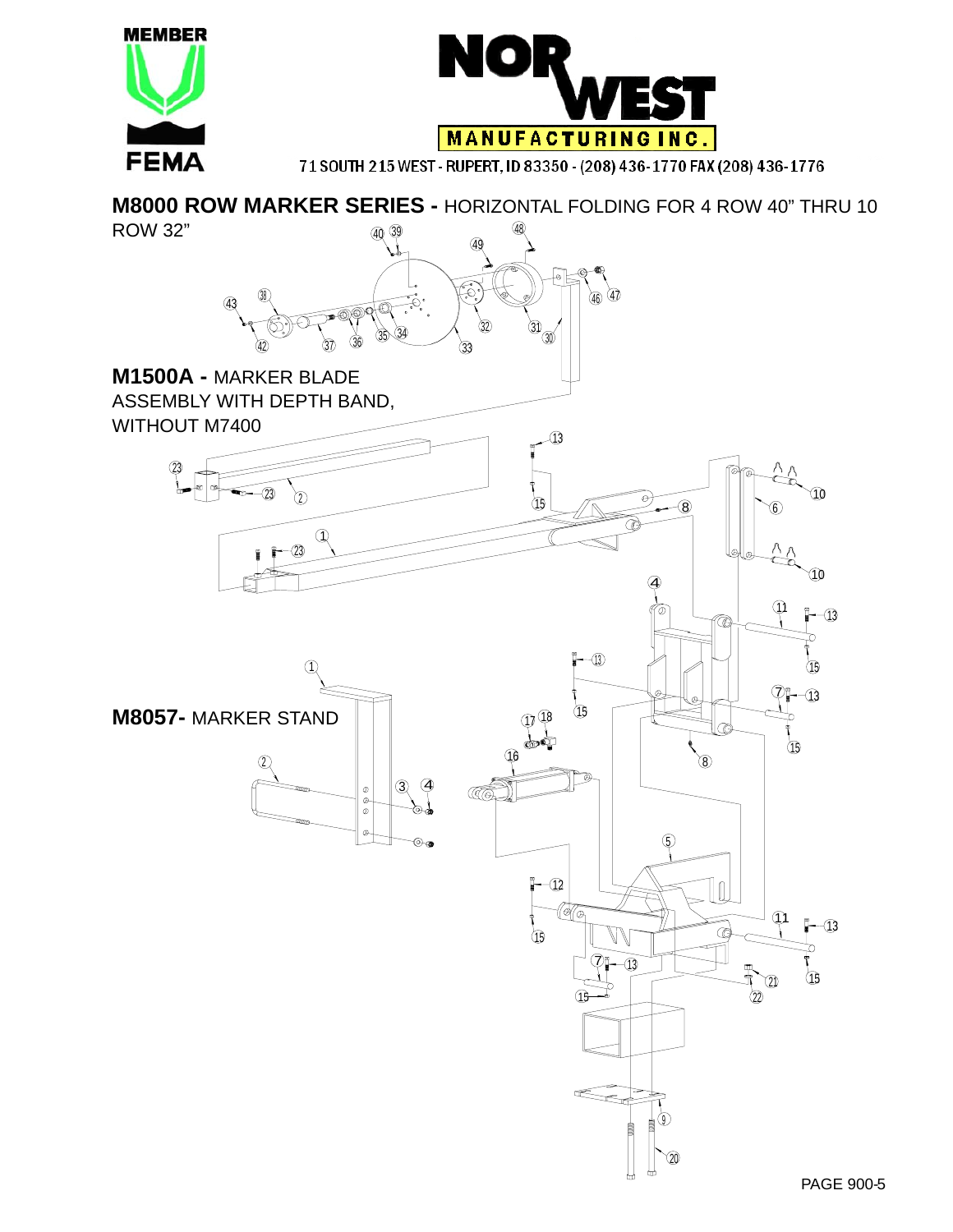MEMBER

FEMA

NOR WEST MANUFACTURING INC.

71 SOUTH 215 WEST - RUPERT, ID 83350 - (208) 436-1770 FAX (208) 436-1776

## M8000 ROW MARKER SERIES - HORIZONTAL FOLDING FOR 4 ROW 40" THRU 10 ROW 32"

**M1500A -** MARKER BLADE ASSEMBLY WITH DEPTH BAND, WITHOUT M7400

**M8057-** MARKER STAND

PAGE 900-5